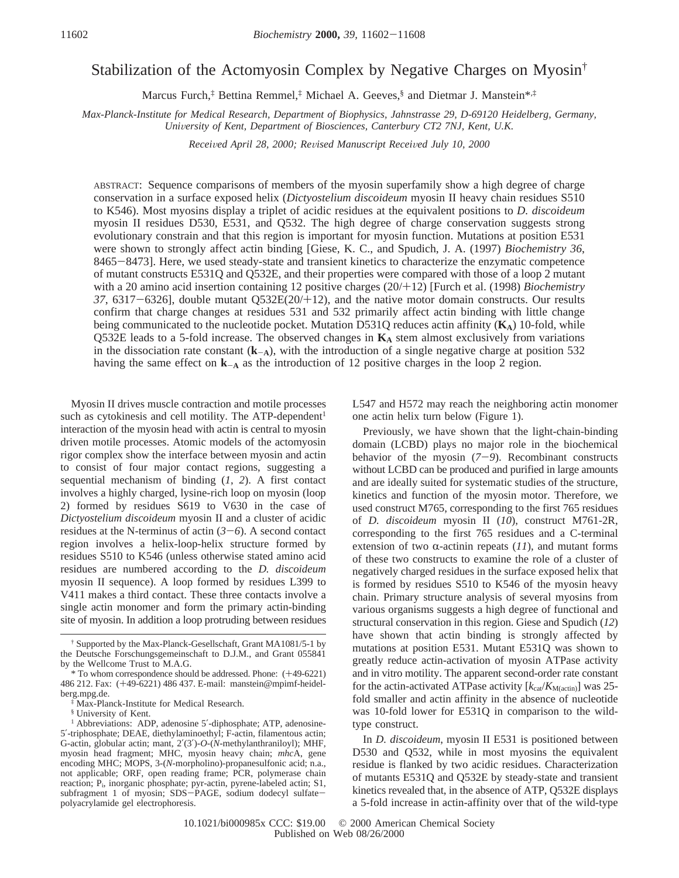# Stabilization of the Actomyosin Complex by Negative Charges on Myosin[†]

Marcus Furch,[‡] Bettina Remmel,[‡] Michael A. Geeves,[§] and Dietmar J. Manstein*,[‡]

*Max-Planck-Institute for Medical Research, Department of Biophysics, Jahnstrasse 29, D-69120 Heidelberg, Germany, University of Kent, Department of Biosciences, Canterbury CT2 7NJ, Kent, U.K.*

*Received April 28, 2000; Revised Manuscript Received July 10, 2000*

ABSTRACT: Sequence comparisons of members of the myosin superfamily show a high degree of charge conservation in a surface exposed helix (*Dictyostelium discoideum* myosin II heavy chain residues S510 to K546). Most myosins display a triplet of acidic residues at the equivalent positions to *D. discoideum* myosin II residues D530, E531, and Q532. The high degree of charge conservation suggests strong evolutionary constrain and that this region is important for myosin function. Mutations at position E531 were shown to strongly affect actin binding [Giese, K. C., and Spudich, J. A. (1997) *Biochemistry 36*, 8465−8473]. Here, we used steady-state and transient kinetics to characterize the enzymatic competence of mutant constructs E531Q and Q532E, and their properties were compared with those of a loop 2 mutant with a 20 amino acid insertion containing 12 positive charges (20/+12) [Furch et al. (1998) *Biochemistry 37*, 6317−6326], double mutant Q532E(20/+12), and the native motor domain constructs. Our results confirm that charge changes at residues 531 and 532 primarily affect actin binding with little change being communicated to the nucleotide pocket. Mutation D531Q reduces actin affinity (**K**$_{\mathbf{A}}$) 10-fold, while Q532E leads to a 5-fold increase. The observed changes in **K**$_{\mathbf{A}}$ stem almost exclusively from variations in the dissociation rate constant (**k**$_{\mathbf{-A}}$), with the introduction of a single negative charge at position 532 having the same effect on **k**$_{\mathbf{-A}}$ as the introduction of 12 positive charges in the loop 2 region.

Myosin II drives muscle contraction and motile processes such as cytokinesis and cell motility. The ATP-dependent[1] interaction of the myosin head with actin is central to myosin driven motile processes. Atomic models of the actomyosin rigor complex show the interface between myosin and actin to consist of four major contact regions, suggesting a sequential mechanism of binding (*1*, *2*). A first contact involves a highly charged, lysine-rich loop on myosin (loop 2) formed by residues S619 to V630 in the case of *Dictyostelium discoideum* myosin II and a cluster of acidic residues at the N-terminus of actin (*3*−*6*). A second contact region involves a helix-loop-helix structure formed by residues S510 to K546 (unless otherwise stated amino acid residues are numbered according to the *D. discoideum* myosin II sequence). A loop formed by residues L399 to V411 makes a third contact. These three contacts involve a single actin monomer and form the primary actin-binding site of myosin. In addition a loop protruding between residues L547 and H572 may reach the neighboring actin monomer one actin helix turn below (Figure 1).

Previously, we have shown that the light-chain-binding domain (LCBD) plays no major role in the biochemical behavior of the myosin (*7*−*9*). Recombinant constructs without LCBD can be produced and purified in large amounts and are ideally suited for systematic studies of the structure, kinetics and function of the myosin motor. Therefore, we used construct M765, corresponding to the first 765 residues of *D. discoideum* myosin II (*10*), construct M761-2R, corresponding to the first 765 residues and a C-terminal extension of two α-actinin repeats (*11*), and mutant forms of these two constructs to examine the role of a cluster of negatively charged residues in the surface exposed helix that is formed by residues S510 to K546 of the myosin heavy chain. Primary structure analysis of several myosins from various organisms suggests a high degree of functional and structural conservation in this region. Giese and Spudich (*12*) have shown that actin binding is strongly affected by mutations at position E531. Mutant E531Q was shown to greatly reduce actin-activation of myosin ATPase activity and in vitro motility. The apparent second-order rate constant for the actin-activated ATPase activity [$k_{cat}/K_{M(actin)}$] was 25-fold smaller and actin affinity in the absence of nucleotide was 10-fold lower for E531Q in comparison to the wild-type construct.

In *D. discoideum*, myosin II E531 is positioned between D530 and Q532, while in most myosins the equivalent residue is flanked by two acidic residues. Characterization of mutants E531Q and Q532E by steady-state and transient kinetics revealed that, in the absence of ATP, Q532E displays a 5-fold increase in actin-affinity over that of the wild-type

---

[†] Supported by the Max-Planck-Gesellschaft, Grant MA1081/5-1 by the Deutsche Forschungsgemeinschaft to D.J.M., and Grant 055841 by the Wellcome Trust to M.A.G.

\* To whom correspondence should be addressed. Phone: (+49-6221) 486 212. Fax: (+49-6221) 486 437. E-mail: manstein@mpimf-heidelberg.mpg.de.

[‡] Max-Planck-Institute for Medical Research.

[§] University of Kent.

[1] Abbreviations: ADP, adenosine 5′-diphosphate; ATP, adenosine-5′-triphosphate; DEAE, diethylaminoethyl; F-actin, filamentous actin; G-actin, globular actin; mant, 2′(3′)-*O*-(*N*-methylanthraniloyl); MHF, myosin head fragment; MHC, myosin heavy chain; *mhc*A, gene encoding MHC; MOPS, 3-(*N*-morpholino)-propanesulfonic acid; n.a., not applicable; ORF, open reading frame; PCR, polymerase chain reaction; $P_i$, inorganic phosphate; pyr-actin, pyrene-labeled actin; S1, subfragment 1 of myosin; SDS−PAGE, sodium dodecyl sulfate−polyacrylamide gel electrophoresis.

10.1021/bi000985x CCC: $19.00 © 2000 American Chemical Society
Published on Web 08/26/2000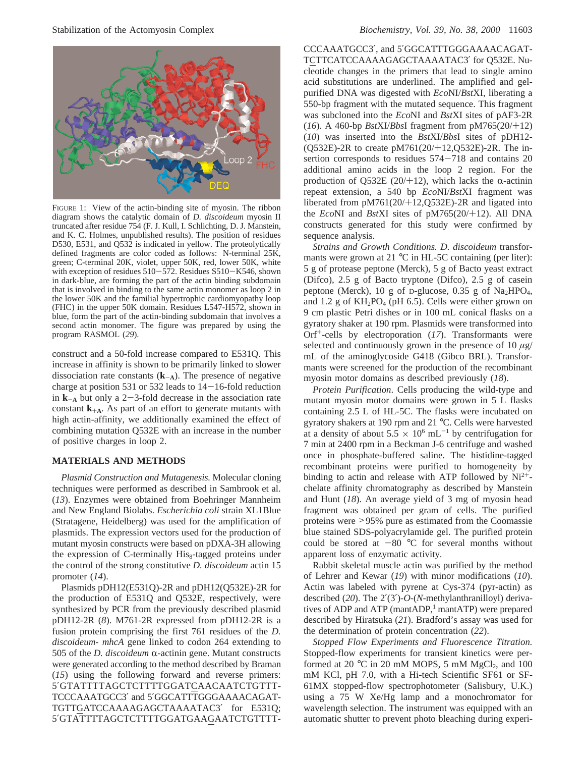FIGURE 1: View of the actin-binding site of myosin. The ribbon diagram shows the catalytic domain of *D. discoideum* myosin II truncated after residue 754 (F. J. Kull, I. Schlichting, D. J. Manstein, and K. C. Holmes, unpublished results). The position of residues D530, E531, and Q532 is indicated in yellow. The proteolytically defined fragments are color coded as follows: N-terminal 25K, green; C-terminal 20K, violet, upper 50K, red, lower 50K, white with exception of residues 510−572. Residues S510−K546, shown in dark-blue, are forming the part of the actin binding subdomain that is involved in binding to the same actin monomer as loop 2 in the lower 50K and the familial hypertrophic cardiomyopathy loop (FHC) in the upper 50K domain. Residues L547-H572, shown in blue, form the part of the actin-binding subdomain that involves a second actin monomer. The figure was prepared by using the program RASMOL (*29*).

construct and a 50-fold increase compared to E531Q. This increase in affinity is shown to be primarily linked to slower dissociation rate constants ($\mathbf{k}_{-\mathbf{A}}$). The presence of negative charge at position 531 or 532 leads to 14−16-fold reduction in $\mathbf{k}_{-\mathbf{A}}$ but only a 2−3-fold decrease in the association rate constant $\mathbf{k}_{+\mathbf{A}}$. As part of an effort to generate mutants with high actin-affinity, we additionally examined the effect of combining mutation Q532E with an increase in the number of positive charges in loop 2.

## MATERIALS AND METHODS

*Plasmid Construction and Mutagenesis.* Molecular cloning techniques were performed as described in Sambrook et al. (*13*). Enzymes were obtained from Boehringer Mannheim and New England Biolabs. *Escherichia coli* strain XL1Blue (Stratagene, Heidelberg) was used for the amplification of plasmids. The expression vectors used for the production of mutant myosin constructs were based on pDXA-3H allowing the expression of C-terminally $His_8$-tagged proteins under the control of the strong constitutive *D. discoideum* actin 15 promoter (*14*).

Plasmids pDH12(E531Q)-2R and pDH12(Q532E)-2R for the production of E531Q and Q532E, respectively, were synthesized by PCR from the previously described plasmid pDH12-2R (*8*). M761-2R expressed from pDH12-2R is a fusion protein comprising the first 761 residues of the *D. discoideum- mhcA* gene linked to codon 264 extending to 505 of the *D. discoideum* α-actinin gene. Mutant constructs were generated according to the method described by Braman (*15*) using the following forward and reverse primers: 5′GTATTTTAGCTCTTTTGGATCAACAATCTGTTTTCCCAAATGCC3′ and 5′GGCATTTGGGAAAACAGATTGTTGATCCAAAAGAGCTAAAATAC3′ for E531Q; 5′GTATTTTAGCTCTTTTGGATGAAGAATCTGTTTTCCCAAATGCC3′, and 5′GGCATTTGGGAAAACAGATTCTTCATCCAAAAGAGCTAAAATAC3′ for Q532E. Nucleotide changes in the primers that lead to single amino acid substitutions are underlined. The amplified and gel-purified DNA was digested with *Eco*NI/*Bst*XI, liberating a 550-bp fragment with the mutated sequence. This fragment was subcloned into the *Eco*NI and *Bst*XI sites of pAF3-2R (*16*). A 460-bp *Bst*XI/*Bbs*I fragment from pM765(20/+12) (*10*) was inserted into the *Bst*XI/*Bbs*I sites of pDH12-(Q532E)-2R to create pM761(20/+12,Q532E)-2R. The insertion corresponds to residues 574−718 and contains 20 additional amino acids in the loop 2 region. For the production of Q532E (20/+12), which lacks the α-actinin repeat extension, a 540 bp *Eco*NI/*Bst*XI fragment was liberated from pM761(20/+12,Q532E)-2R and ligated into the *Eco*NI and *Bst*XI sites of pM765(20/+12). All DNA constructs generated for this study were confirmed by sequence analysis.

*Strains and Growth Conditions. D. discoideum* transformants were grown at 21 °C in HL-5C containing (per liter): 5 g of protease peptone (Merck), 5 g of Bacto yeast extract (Difco), 2.5 g of Bacto tryptone (Difco), 2.5 g of casein peptone (Merck), 10 g of D-glucose, 0.35 g of $Na_2HPO_4$, and 1.2 g of $KH_2PO_4$ (pH 6.5). Cells were either grown on 9 cm plastic Petri dishes or in 100 mL conical flasks on a gyratory shaker at 190 rpm. Plasmids were transformed into Orf$^+$-cells by electroporation (*17*). Transformants were selected and continuously grown in the presence of 10 μg/mL of the aminoglycoside G418 (Gibco BRL). Transformants were screened for the production of the recombinant myosin motor domains as described previously (*18*).

*Protein Purification*. Cells producing the wild-type and mutant myosin motor domains were grown in 5 L flasks containing 2.5 L of HL-5C. The flasks were incubated on gyratory shakers at 190 rpm and 21 °C. Cells were harvested at a density of about $5.5 \times 10^6$ mL$^{-1}$ by centrifugation for 7 min at 2400 rpm in a Beckman J-6 centrifuge and washed once in phosphate-buffered saline. The histidine-tagged recombinant proteins were purified to homogeneity by binding to actin and release with ATP followed by $Ni^{2+}$-chelate affinity chromatography as described by Manstein and Hunt (*18*). An average yield of 3 mg of myosin head fragment was obtained per gram of cells. The purified proteins were >95% pure as estimated from the Coomassie blue stained SDS-polyacrylamide gel. The purified protein could be stored at −80 °C for several months without apparent loss of enzymatic activity.

Rabbit skeletal muscle actin was purified by the method of Lehrer and Kewar (*19*) with minor modifications (*10*). Actin was labeled with pyrene at Cys-374 (pyr-actin) as described (*20*). The 2′(3′)-*O*-(*N*-methylanthranilloyl) derivatives of ADP and ATP (mantADP,[1] mantATP) were prepared described by Hiratsuka (*21*). Bradford's assay was used for the determination of protein concentration (*22*).

*Stopped Flow Experiments and Fluorescence Titration.* Stopped-flow experiments for transient kinetics were performed at 20 °C in 20 mM MOPS, 5 mM $MgCl_2$, and 100 mM KCl, pH 7.0, with a Hi-tech Scientific SF61 or SF-61MX stopped-flow spectrophotometer (Salisbury, U.K.) using a 75 W Xe/Hg lamp and a monochromator for wavelength selection. The instrument was equipped with an automatic shutter to prevent photo bleaching during experi-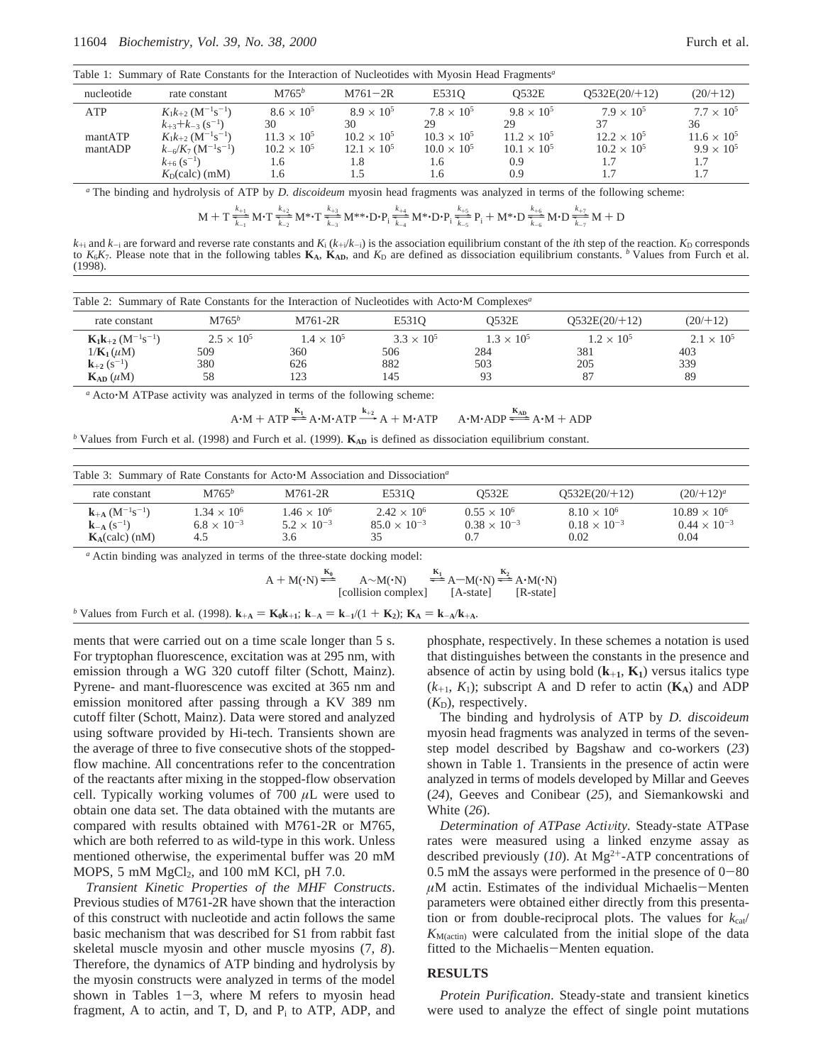Table 1: Summary of Rate Constants for the Interaction of Nucleotides with Myosin Head Fragments[a]

| nucleotide | rate constant | M765[b] | M761−2R | E531Q | Q532E | Q532E(20/+12) | (20/+12) |
|---|---|---|---|---|---|---|---|
| ATP | $K_1k_{+2}$ ($M^{-1}s^{-1}$) | $8.6 \times 10^5$ | $8.9 \times 10^5$ | $7.8 \times 10^5$ | $9.8 \times 10^5$ | $7.9 \times 10^5$ | $7.7 \times 10^5$ |
| | $k_{+3}+k_{-3}$ ($s^{-1}$) | 30 | 30 | 29 | 29 | 37 | 36 |
| mantATP | $K_1k_{+2}$ ($M^{-1}s^{-1}$) | $11.3 \times 10^5$ | $10.2 \times 10^5$ | $10.3 \times 10^5$ | $11.2 \times 10^5$ | $12.2 \times 10^5$ | $11.6 \times 10^5$ |
| mantADP | $k_{-6}/K_7$ ($M^{-1}s^{-1}$) | $10.2 \times 10^5$ | $12.1 \times 10^5$ | $10.0 \times 10^5$ | $10.1 \times 10^5$ | $10.2 \times 10^5$ | $9.9 \times 10^5$ |
| | $k_{+6}$ ($s^{-1}$) | 1.6 | 1.8 | 1.6 | 0.9 | 1.7 | 1.7 |
| | $K_D$(calc) (mM) | 1.6 | 1.5 | 1.6 | 0.9 | 1.7 | 1.7 |

[a] The binding and hydrolysis of ATP by *D. discoideum* myosin head fragments was analyzed in terms of the following scheme:

$$\mathrm{M} + \mathrm{T} \underset{k_{-1}}{\overset{k_{+1}}{\rightleftharpoons}} \mathrm{M{\cdot}T} \underset{k_{-2}}{\overset{k_{+2}}{\rightleftharpoons}} \mathrm{M^{*}{\cdot}T} \underset{k_{-3}}{\overset{k_{+3}}{\rightleftharpoons}} \mathrm{M^{**}{\cdot}D{\cdot}P_i} \underset{k_{-4}}{\overset{k_{+4}}{\rightleftharpoons}} \mathrm{M^{*}{\cdot}D{\cdot}P_i} \underset{k_{-5}}{\overset{k_{+5}}{\rightleftharpoons}} \mathrm{P_i} + \mathrm{M^{*}{\cdot}D} \underset{k_{-6}}{\overset{k_{+6}}{\rightleftharpoons}} \mathrm{M{\cdot}D} \underset{k_{-7}}{\overset{k_{+7}}{\rightleftharpoons}} \mathrm{M} + \mathrm{D}$$

$k_{+i}$ and $k_{-i}$ are forward and reverse rate constants and $K_i$ ($k_{+i}/k_{-i}$) is the association equilibrium constant of the *i*th step of the reaction. $K_D$ corresponds to $K_6K_7$. Please note that in the following tables $\mathbf{K_A}$, $\mathbf{K_{AD}}$, and $K_D$ are defined as dissociation equilibrium constants. [b] Values from Furch et al. (1998).

Table 2: Summary of Rate Constants for the Interaction of Nucleotides with Acto·M Complexes[a]

| rate constant | M765[b] | M761-2R | E531Q | Q532E | Q532E(20/+12) | (20/+12) |
|---|---|---|---|---|---|---|
| $\mathbf{K_1k_{+2}}$ ($M^{-1}s^{-1}$) | $2.5 \times 10^5$ | $1.4 \times 10^5$ | $3.3 \times 10^5$ | $1.3 \times 10^5$ | $1.2 \times 10^5$ | $2.1 \times 10^5$ |
| $1/\mathbf{K_1}$ ($\mu$M) | 509 | 360 | 506 | 284 | 381 | 403 |
| $\mathbf{k_{+2}}$ ($s^{-1}$) | 380 | 626 | 882 | 503 | 205 | 339 |
| $\mathbf{K_{AD}}$ ($\mu$M) | 58 | 123 | 145 | 93 | 87 | 89 |

[a] Acto·M ATPase activity was analyzed in terms of the following scheme:

$$\mathrm{A{\cdot}M} + \mathrm{ATP} \overset{\mathbf{K_1}}{\rightleftharpoons} \mathrm{A{\cdot}M{\cdot}ATP} \overset{\mathbf{k_{+2}}}{\longrightarrow} \mathrm{A} + \mathrm{M{\cdot}ATP} \qquad \mathrm{A{\cdot}M{\cdot}ADP} \overset{\mathbf{K_{AD}}}{\rightleftharpoons} \mathrm{A{\cdot}M} + \mathrm{ADP}$$

[b] Values from Furch et al. (1998) and Furch et al. (1999). $\mathbf{K_{AD}}$ is defined as dissociation equilibrium constant.

Table 3: Summary of Rate Constants for Acto·M Association and Dissociation[a]

| rate constant | M765[b] | M761-2R | E531Q | Q532E | Q532E(20/+12) | (20/+12)[a] |
|---|---|---|---|---|---|---|
| $\mathbf{k_{+A}}$ ($M^{-1}s^{-1}$) | $1.34 \times 10^6$ | $1.46 \times 10^6$ | $2.42 \times 10^6$ | $0.55 \times 10^6$ | $8.10 \times 10^6$ | $10.89 \times 10^6$ |
| $\mathbf{k_{-A}}$ ($s^{-1}$) | $6.8 \times 10^{-3}$ | $5.2 \times 10^{-3}$ | $85.0 \times 10^{-3}$ | $0.38 \times 10^{-3}$ | $0.18 \times 10^{-3}$ | $0.44 \times 10^{-3}$ |
| $\mathbf{K_A}$(calc) (nM) | 4.5 | 3.6 | 35 | 0.7 | 0.02 | 0.04 |

[a] Actin binding was analyzed in terms of the three-state docking model:

$$\mathrm{A} + \mathrm{M}({\cdot}\mathrm{N}) \overset{\mathbf{K_0}}{\rightleftharpoons} \underset{\text{[collision complex]}}{\mathrm{A{\sim}M({\cdot}N)}} \overset{\mathbf{K_1}}{\rightleftharpoons} \underset{\text{[A-state]}}{\mathrm{A{-}M({\cdot}N)}} \overset{\mathbf{K_2}}{\rightleftharpoons} \underset{\text{[R-state]}}{\mathrm{A{\cdot}M({\cdot}N)}}$$

[b] Values from Furch et al. (1998). $\mathbf{k_{+A}} = \mathbf{K_0k_{+1}}$; $\mathbf{k_{-A}} = \mathbf{k_{-1}}/(1 + \mathbf{K_2})$; $\mathbf{K_A} = \mathbf{k_{-A}}/\mathbf{k_{+A}}$.

ments that were carried out on a time scale longer than 5 s. For tryptophan fluorescence, excitation was at 295 nm, with emission through a WG 320 cutoff filter (Schott, Mainz). Pyrene- and mant-fluorescence was excited at 365 nm and emission monitored after passing through a KV 389 nm cutoff filter (Schott, Mainz). Data were stored and analyzed using software provided by Hi-tech. Transients shown are the average of three to five consecutive shots of the stopped-flow machine. All concentrations refer to the concentration of the reactants after mixing in the stopped-flow observation cell. Typically working volumes of 700 $\mu$L were used to obtain one data set. The data obtained with the mutants are compared with results obtained with M761-2R or M765, which are both referred to as wild-type in this work. Unless mentioned otherwise, the experimental buffer was 20 mM MOPS, 5 mM $MgCl_2$, and 100 mM KCl, pH 7.0.

*Transient Kinetic Properties of the MHF Constructs*. Previous studies of M761-2R have shown that the interaction of this construct with nucleotide and actin follows the same basic mechanism that was described for S1 from rabbit fast skeletal muscle myosin and other muscle myosins (*7*, *8*). Therefore, the dynamics of ATP binding and hydrolysis by the myosin constructs were analyzed in terms of the model shown in Tables 1−3, where M refers to myosin head fragment, A to actin, and T, D, and $P_i$ to ATP, ADP, and phosphate, respectively. In these schemes a notation is used that distinguishes between the constants in the presence and absence of actin by using bold ($\mathbf{k_{+1}}$, $\mathbf{K_1}$) versus italics type ($k_{+1}$, $K_1$); subscript A and D refer to actin ($\mathbf{K_A}$) and ADP ($K_D$), respectively.

The binding and hydrolysis of ATP by *D. discoideum* myosin head fragments was analyzed in terms of the seven-step model described by Bagshaw and co-workers (*23*) shown in Table 1. Transients in the presence of actin were analyzed in terms of models developed by Millar and Geeves (*24*), Geeves and Conibear (*25*), and Siemankowski and White (*26*).

*Determination of ATPase Activity*. Steady-state ATPase rates were measured using a linked enzyme assay as described previously (*10*). At $Mg^{2+}$-ATP concentrations of 0.5 mM the assays were performed in the presence of 0−80 $\mu$M actin. Estimates of the individual Michaelis−Menten parameters were obtained either directly from this presentation or from double-reciprocal plots. The values for $k_{cat}/K_{M(actin)}$ were calculated from the initial slope of the data fitted to the Michaelis−Menten equation.

## RESULTS

*Protein Purification*. Steady-state and transient kinetics were used to analyze the effect of single point mutations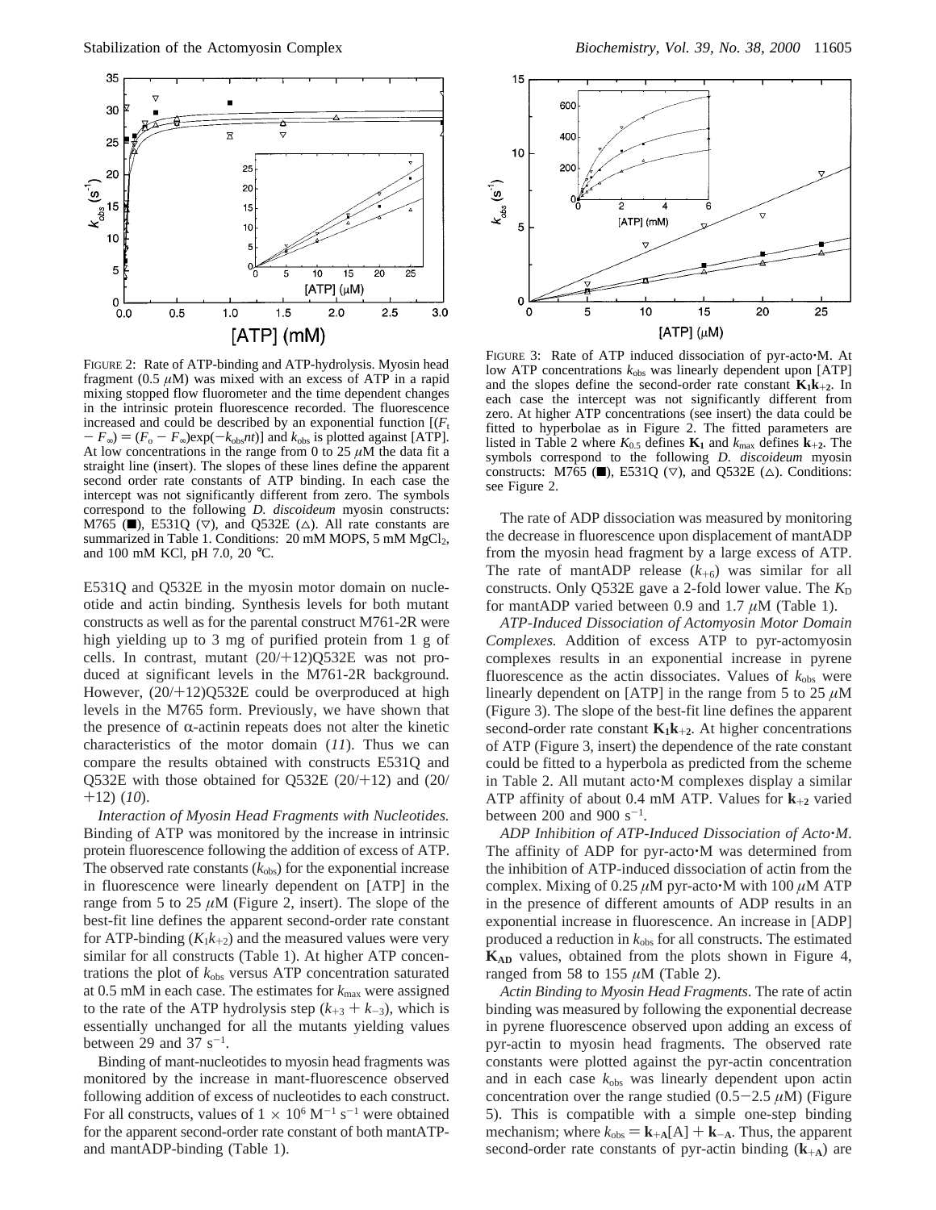FIGURE 2: Rate of ATP-binding and ATP-hydrolysis. Myosin head fragment (0.5 $\mu$M) was mixed with an excess of ATP in a rapid mixing stopped flow fluorometer and the time dependent changes in the intrinsic protein fluorescence recorded. The fluorescence increased and could be described by an exponential function $[(F_t - F_\infty) = (F_o - F_\infty)\exp(-k_{obs}nt)]$ and $k_{obs}$ is plotted against [ATP]. At low concentrations in the range from 0 to 25 $\mu$M the data fit a straight line (insert). The slopes of these lines define the apparent second order rate constants of ATP binding. In each case the intercept was not significantly different from zero. The symbols correspond to the following *D. discoideum* myosin constructs: M765 (■), E531Q (▽), and Q532E (△). All rate constants are summarized in Table 1. Conditions: 20 mM MOPS, 5 mM $MgCl_2$, and 100 mM KCl, pH 7.0, 20 °C.

FIGURE 3: Rate of ATP induced dissociation of pyr-acto·M. At low ATP concentrations $k_{obs}$ was linearly dependent upon [ATP] and the slopes define the second-order rate constant $\mathbf{K_1k_{+2}}$. In each case the intercept was not significantly different from zero. At higher ATP concentrations (see insert) the data could be fitted to hyperbolae as in Figure 2. The fitted parameters are listed in Table 2 where $K_{0.5}$ defines $\mathbf{K_1}$ and $k_{max}$ defines $\mathbf{k_{+2}}$. The symbols correspond to the following *D. discoideum* myosin constructs: M765 (■), E531Q (▽), and Q532E (△). Conditions: see Figure 2.

E531Q and Q532E in the myosin motor domain on nucleotide and actin binding. Synthesis levels for both mutant constructs as well as for the parental construct M761-2R were high yielding up to 3 mg of purified protein from 1 g of cells. In contrast, mutant (20/+12)Q532E was not produced at significant levels in the M761-2R background. However, (20/+12)Q532E could be overproduced at high levels in the M765 form. Previously, we have shown that the presence of α-actinin repeats does not alter the kinetic characteristics of the motor domain (*11*). Thus we can compare the results obtained with constructs E531Q and Q532E with those obtained for Q532E (20/+12) and (20/+12) (*10*).

*Interaction of Myosin Head Fragments with Nucleotides.* Binding of ATP was monitored by the increase in intrinsic protein fluorescence following the addition of excess of ATP. The observed rate constants ($k_{obs}$) for the exponential increase in fluorescence were linearly dependent on [ATP] in the range from 5 to 25 $\mu$M (Figure 2, insert). The slope of the best-fit line defines the apparent second-order rate constant for ATP-binding ($K_1k_{+2}$) and the measured values were very similar for all constructs (Table 1). At higher ATP concentrations the plot of $k_{obs}$ versus ATP concentration saturated at 0.5 mM in each case. The estimates for $k_{max}$ were assigned to the rate of the ATP hydrolysis step ($k_{+3} + k_{-3}$), which is essentially unchanged for all the mutants yielding values between 29 and 37 $s^{-1}$.

Binding of mant-nucleotides to myosin head fragments was monitored by the increase in mant-fluorescence observed following addition of excess of nucleotides to each construct. For all constructs, values of $1 \times 10^6$ $M^{-1}$ $s^{-1}$ were obtained for the apparent second-order rate constant of both mantATP- and mantADP-binding (Table 1).

The rate of ADP dissociation was measured by monitoring the decrease in fluorescence upon displacement of mantADP from the myosin head fragment by a large excess of ATP. The rate of mantADP release ($k_{+6}$) was similar for all constructs. Only Q532E gave a 2-fold lower value. The $K_D$ for mantADP varied between 0.9 and 1.7 $\mu$M (Table 1).

*ATP-Induced Dissociation of Actomyosin Motor Domain Complexes.* Addition of excess ATP to pyr-actomyosin complexes results in an exponential increase in pyrene fluorescence as the actin dissociates. Values of $k_{obs}$ were linearly dependent on [ATP] in the range from 5 to 25 $\mu$M (Figure 3). The slope of the best-fit line defines the apparent second-order rate constant $\mathbf{K_1k_{+2}}$. At higher concentrations of ATP (Figure 3, insert) the dependence of the rate constant could be fitted to a hyperbola as predicted from the scheme in Table 2. All mutant acto·M complexes display a similar ATP affinity of about 0.4 mM ATP. Values for $\mathbf{k_{+2}}$ varied between 200 and 900 $s^{-1}$.

*ADP Inhibition of ATP-Induced Dissociation of Acto·M.* The affinity of ADP for pyr-acto·M was determined from the inhibition of ATP-induced dissociation of actin from the complex. Mixing of 0.25 $\mu$M pyr-acto·M with 100 $\mu$M ATP in the presence of different amounts of ADP results in an exponential increase in fluorescence. An increase in [ADP] produced a reduction in $k_{obs}$ for all constructs. The estimated $\mathbf{K_{AD}}$ values, obtained from the plots shown in Figure 4, ranged from 58 to 155 $\mu$M (Table 2).

*Actin Binding to Myosin Head Fragments.* The rate of actin binding was measured by following the exponential decrease in pyrene fluorescence observed upon adding an excess of pyr-actin to myosin head fragments. The observed rate constants were plotted against the pyr-actin concentration and in each case $k_{obs}$ was linearly dependent upon actin concentration over the range studied (0.5−2.5 $\mu$M) (Figure 5). This is compatible with a simple one-step binding mechanism; where $k_{obs} = \mathbf{k_{+A}}[A] + \mathbf{k_{-A}}$. Thus, the apparent second-order rate constants of pyr-actin binding ($\mathbf{k_{+A}}$) are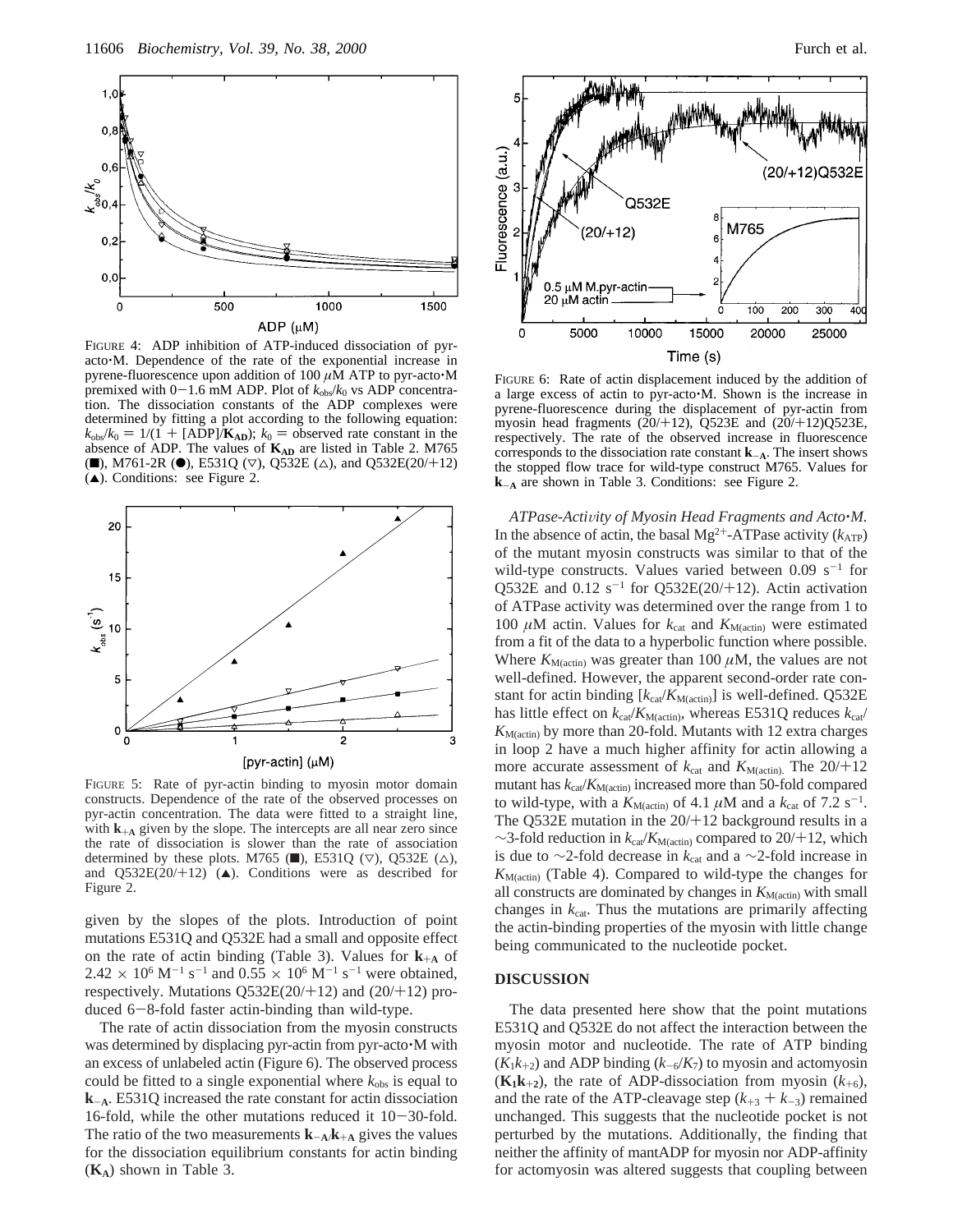FIGURE 4: ADP inhibition of ATP-induced dissociation of pyr-acto·M. Dependence of the rate of the exponential increase in pyrene-fluorescence upon addition of 100 $\mu$M ATP to pyr-acto·M premixed with 0−1.6 mM ADP. Plot of $k_{obs}/k_0$ vs ADP concentration. The dissociation constants of the ADP complexes were determined by fitting a plot according to the following equation: $k_{obs}/k_0 = 1/(1 + [ADP]/\mathbf{K_{AD}})$; $k_0$ = observed rate constant in the absence of ADP. The values of $\mathbf{K_{AD}}$ are listed in Table 2. M765 (■), M761-2R (●), E531Q (▽), Q532E (△), and Q532E(20/+12) (▲). Conditions: see Figure 2.

FIGURE 5: Rate of pyr-actin binding to myosin motor domain constructs. Dependence of the rate of the observed processes on pyr-actin concentration. The data were fitted to a straight line, with $\mathbf{k_{+A}}$ given by the slope. The intercepts are all near zero since the rate of dissociation is slower than the rate of association determined by these plots. M765 (■), E531Q (▽), Q532E (△), and Q532E(20/+12) (▲). Conditions were as described for Figure 2.

given by the slopes of the plots. Introduction of point mutations E531Q and Q532E had a small and opposite effect on the rate of actin binding (Table 3). Values for $\mathbf{k_{+A}}$ of $2.42 \times 10^6$ M$^{-1}$ s$^{-1}$ and $0.55 \times 10^6$ M$^{-1}$ s$^{-1}$ were obtained, respectively. Mutations Q532E(20/+12) and (20/+12) produced 6−8-fold faster actin-binding than wild-type.

The rate of actin dissociation from the myosin constructs was determined by displacing pyr-actin from pyr-acto·M with an excess of unlabeled actin (Figure 6). The observed process could be fitted to a single exponential where $k_{obs}$ is equal to $\mathbf{k_{-A}}$. E531Q increased the rate constant for actin dissociation 16-fold, while the other mutations reduced it 10−30-fold. The ratio of the two measurements $\mathbf{k_{-A}}/\mathbf{k_{+A}}$ gives the values for the dissociation equilibrium constants for actin binding ($\mathbf{K_A}$) shown in Table 3.

FIGURE 6: Rate of actin displacement induced by the addition of a large excess of actin to pyr-acto·M. Shown is the increase in pyrene-fluorescence during the displacement of pyr-actin from myosin head fragments (20/+12), Q523E and (20/+12)Q523E, respectively. The rate of the observed increase in fluorescence corresponds to the dissociation rate constant $\mathbf{k_{-A}}$. The insert shows the stopped flow trace for wild-type construct M765. Values for $\mathbf{k_{-A}}$ are shown in Table 3. Conditions: see Figure 2.

*ATPase-Activity of Myosin Head Fragments and Acto·M.* In the absence of actin, the basal Mg$^{2+}$-ATPase activity ($k_{ATP}$) of the mutant myosin constructs was similar to that of the wild-type constructs. Values varied between 0.09 s$^{-1}$ for Q532E and 0.12 s$^{-1}$ for Q532E(20/+12). Actin activation of ATPase activity was determined over the range from 1 to 100 $\mu$M actin. Values for $k_{cat}$ and $K_{M(actin)}$ were estimated from a fit of the data to a hyperbolic function where possible. Where $K_{M(actin)}$ was greater than 100 $\mu$M, the values are not well-defined. However, the apparent second-order rate constant for actin binding [$k_{cat}/K_{M(actin)}$] is well-defined. Q532E has little effect on $k_{cat}/K_{M(actin)}$, whereas E531Q reduces $k_{cat}/K_{M(actin)}$ by more than 20-fold. Mutants with 12 extra charges in loop 2 have a much higher affinity for actin allowing a more accurate assessment of $k_{cat}$ and $K_{M(actin)}$. The 20/+12 mutant has $k_{cat}/K_{M(actin)}$ increased more than 50-fold compared to wild-type, with a $K_{M(actin)}$ of 4.1 $\mu$M and a $k_{cat}$ of 7.2 s$^{-1}$. The Q532E mutation in the 20/+12 background results in a ~3-fold reduction in $k_{cat}/K_{M(actin)}$ compared to 20/+12, which is due to ~2-fold decrease in $k_{cat}$ and a ~2-fold increase in $K_{M(actin)}$ (Table 4). Compared to wild-type the changes for all constructs are dominated by changes in $K_{M(actin)}$ with small changes in $k_{cat}$. Thus the mutations are primarily affecting the actin-binding properties of the myosin with little change being communicated to the nucleotide pocket.

## DISCUSSION

The data presented here show that the point mutations E531Q and Q532E do not affect the interaction between the myosin motor and nucleotide. The rate of ATP binding ($K_1k_{+2}$) and ADP binding ($k_{-6}/K_7$) to myosin and actomyosin ($\mathbf{K_1k_{+2}}$), the rate of ADP-dissociation from myosin ($k_{+6}$), and the rate of the ATP-cleavage step ($k_{+3} + k_{-3}$) remained unchanged. This suggests that the nucleotide pocket is not perturbed by the mutations. Additionally, the finding that neither the affinity of mantADP for myosin nor ADP-affinity for actomyosin was altered suggests that coupling between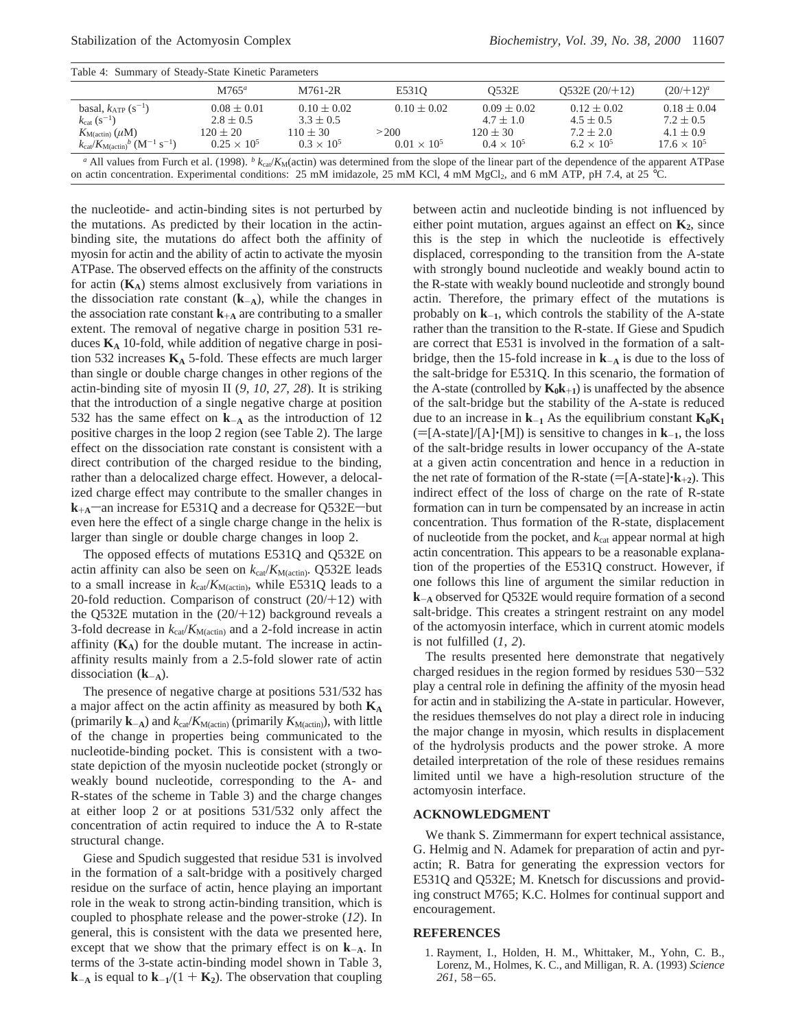Table 4: Summary of Steady-State Kinetic Parameters

| | M765[a] | M761-2R | E531Q | Q532E | Q532E (20/+12) | (20/+12)[a] |
|---|---|---|---|---|---|---|
| basal, $k_{ATP}$ ($s^{-1}$) | $0.08 \pm 0.01$ | $0.10 \pm 0.02$ | $0.10 \pm 0.02$ | $0.09 \pm 0.02$ | $0.12 \pm 0.02$ | $0.18 \pm 0.04$ |
| $k_{cat}$ ($s^{-1}$) | $2.8 \pm 0.5$ | $3.3 \pm 0.5$ | | $4.7 \pm 1.0$ | $4.5 \pm 0.5$ | $7.2 \pm 0.5$ |
| $K_{M(actin)}$ ($\mu$M) | $120 \pm 20$ | $110 \pm 30$ | >200 | $120 \pm 30$ | $7.2 \pm 2.0$ | $4.1 \pm 0.9$ |
| $k_{cat}/K_{M(actin)}$[b] ($M^{-1}\,s^{-1}$) | $0.25 \times 10^5$ | $0.3 \times 10^5$ | $0.01 \times 10^5$ | $0.4 \times 10^5$ | $6.2 \times 10^5$ | $17.6 \times 10^5$ |

[a] All values from Furch et al. (1998). [b] $k_{cat}/K_M$(actin) was determined from the slope of the linear part of the dependence of the apparent ATPase on actin concentration. Experimental conditions: 25 mM imidazole, 25 mM KCl, 4 mM $MgCl_2$, and 6 mM ATP, pH 7.4, at 25 °C.

the nucleotide- and actin-binding sites is not perturbed by the mutations. As predicted by their location in the actin-binding site, the mutations do affect both the affinity of myosin for actin and the ability of actin to activate the myosin ATPase. The observed effects on the affinity of the constructs for actin ($\mathbf{K_A}$) stems almost exclusively from variations in the dissociation rate constant ($\mathbf{k_{-A}}$), while the changes in the association rate constant $\mathbf{k_{+A}}$ are contributing to a smaller extent. The removal of negative charge in position 531 reduces $\mathbf{K_A}$ 10-fold, while addition of negative charge in position 532 increases $\mathbf{K_A}$ 5-fold. These effects are much larger than single or double charge changes in other regions of the actin-binding site of myosin II (*9, 10, 27, 28*). It is striking that the introduction of a single negative charge at position 532 has the same effect on $\mathbf{k_{-A}}$ as the introduction of 12 positive charges in the loop 2 region (see Table 2). The large effect on the dissociation rate constant is consistent with a direct contribution of the charged residue to the binding, rather than a delocalized charge effect. However, a delocalized charge effect may contribute to the smaller changes in $\mathbf{k_{+A}}$—an increase for E531Q and a decrease for Q532E—but even here the effect of a single charge change in the helix is larger than single or double charge changes in loop 2.

The opposed effects of mutations E531Q and Q532E on actin affinity can also be seen on $k_{cat}/K_{M(actin)}$. Q532E leads to a small increase in $k_{cat}/K_{M(actin)}$, while E531Q leads to a 20-fold reduction. Comparison of construct (20/+12) with the Q532E mutation in the (20/+12) background reveals a 3-fold decrease in $k_{cat}/K_{M(actin)}$ and a 2-fold increase in actin affinity ($\mathbf{K_A}$) for the double mutant. The increase in actin-affinity results mainly from a 2.5-fold slower rate of actin dissociation ($\mathbf{k_{-A}}$).

The presence of negative charge at positions 531/532 has a major affect on the actin affinity as measured by both $\mathbf{K_A}$ (primarily $\mathbf{k_{-A}}$) and $k_{cat}/K_{M(actin)}$ (primarily $K_{M(actin)}$), with little of the change in properties being communicated to the nucleotide-binding pocket. This is consistent with a two-state depiction of the myosin nucleotide pocket (strongly or weakly bound nucleotide, corresponding to the A- and R-states of the scheme in Table 3) and the charge changes at either loop 2 or at positions 531/532 only affect the concentration of actin required to induce the A to R-state structural change.

Giese and Spudich suggested that residue 531 is involved in the formation of a salt-bridge with a positively charged residue on the surface of actin, hence playing an important role in the weak to strong actin-binding transition, which is coupled to phosphate release and the power-stroke (*12*). In general, this is consistent with the data we presented here, except that we show that the primary effect is on $\mathbf{k_{-A}}$. In terms of the 3-state actin-binding model shown in Table 3, $\mathbf{k_{-A}}$ is equal to $\mathbf{k_{-1}}/(1 + \mathbf{K_2})$. The observation that coupling between actin and nucleotide binding is not influenced by either point mutation, argues against an effect on $\mathbf{K_2}$, since this is the step in which the nucleotide is effectively displaced, corresponding to the transition from the A-state with strongly bound nucleotide and weakly bound actin to the R-state with weakly bound nucleotide and strongly bound actin. Therefore, the primary effect of the mutations is probably on $\mathbf{k_{-1}}$, which controls the stability of the A-state rather than the transition to the R-state. If Giese and Spudich are correct that E531 is involved in the formation of a salt-bridge, then the 15-fold increase in $\mathbf{k_{-A}}$ is due to the loss of the salt-bridge for E531Q. In this scenario, the formation of the A-state (controlled by $\mathbf{K_0 k_{+1}}$) is unaffected by the absence of the salt-bridge but the stability of the A-state is reduced due to an increase in $\mathbf{k_{-1}}$ As the equilibrium constant $\mathbf{K_0 K_1}$ (=[A-state]/[A]·[M]) is sensitive to changes in $\mathbf{k_{-1}}$, the loss of the salt-bridge results in lower occupancy of the A-state at a given actin concentration and hence in a reduction in the net rate of formation of the R-state (=[A-state]·$\mathbf{k_{+2}}$). This indirect effect of the loss of charge on the rate of R-state formation can in turn be compensated by an increase in actin concentration. Thus formation of the R-state, displacement of nucleotide from the pocket, and $k_{cat}$ appear normal at high actin concentration. This appears to be a reasonable explanation of the properties of the E531Q construct. However, if one follows this line of argument the similar reduction in $\mathbf{k_{-A}}$ observed for Q532E would require formation of a second salt-bridge. This creates a stringent restraint on any model of the actomyosin interface, which in current atomic models is not fulfilled (*1, 2*).

The results presented here demonstrate that negatively charged residues in the region formed by residues 530−532 play a central role in defining the affinity of the myosin head for actin and in stabilizing the A-state in particular. However, the residues themselves do not play a direct role in inducing the major change in myosin, which results in displacement of the hydrolysis products and the power stroke. A more detailed interpretation of the role of these residues remains limited until we have a high-resolution structure of the actomyosin interface.

## ACKNOWLEDGMENT

We thank S. Zimmermann for expert technical assistance, G. Helmig and N. Adamek for preparation of actin and pyr-actin; R. Batra for generating the expression vectors for E531Q and Q532E; M. Knetsch for discussions and providing construct M765; K.C. Holmes for continual support and encouragement.

## REFERENCES

1. Rayment, I., Holden, H. M., Whittaker, M., Yohn, C. B., Lorenz, M., Holmes, K. C., and Milligan, R. A. (1993) *Science 261*, 58−65.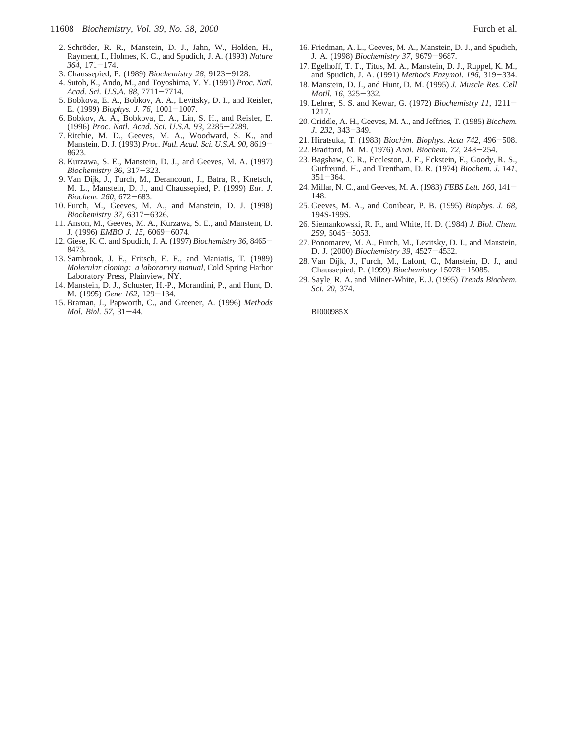2. Schröder, R. R., Manstein, D. J., Jahn, W., Holden, H., Rayment, I., Holmes, K. C., and Spudich, J. A. (1993) *Nature 364*, 171−174.
3. Chaussepied, P. (1989) *Biochemistry 28*, 9123−9128.
4. Sutoh, K., Ando, M., and Toyoshima, Y. Y. (1991) *Proc. Natl. Acad. Sci. U.S.A. 88*, 7711−7714.
5. Bobkova, E. A., Bobkov, A. A., Levitsky, D. I., and Reisler, E. (1999) *Biophys. J. 76*, 1001−1007.
6. Bobkov, A. A., Bobkova, E. A., Lin, S. H., and Reisler, E. (1996) *Proc. Natl. Acad. Sci. U.S.A. 93*, 2285−2289.
7. Ritchie, M. D., Geeves, M. A., Woodward, S. K., and Manstein, D. J. (1993) *Proc. Natl. Acad. Sci. U.S.A. 90*, 8619−8623.
8. Kurzawa, S. E., Manstein, D. J., and Geeves, M. A. (1997) *Biochemistry 36*, 317−323.
9. Van Dijk, J., Furch, M., Derancourt, J., Batra, R., Knetsch, M. L., Manstein, D. J., and Chaussepied, P. (1999) *Eur. J. Biochem. 260*, 672−683.
10. Furch, M., Geeves, M. A., and Manstein, D. J. (1998) *Biochemistry 37*, 6317−6326.
11. Anson, M., Geeves, M. A., Kurzawa, S. E., and Manstein, D. J. (1996) *EMBO J. 15*, 6069−6074.
12. Giese, K. C. and Spudich, J. A. (1997) *Biochemistry 36*, 8465−8473.
13. Sambrook, J. F., Fritsch, E. F., and Maniatis, T. (1989) *Molecular cloning: a laboratory manual*, Cold Spring Harbor Laboratory Press, Plainview, NY.
14. Manstein, D. J., Schuster, H.-P., Morandini, P., and Hunt, D. M. (1995) *Gene 162*, 129−134.
15. Braman, J., Papworth, C., and Greener, A. (1996) *Methods Mol. Biol. 57*, 31−44.
16. Friedman, A. L., Geeves, M. A., Manstein, D. J., and Spudich, J. A. (1998) *Biochemistry 37*, 9679−9687.
17. Egelhoff, T. T., Titus, M. A., Manstein, D. J., Ruppel, K. M., and Spudich, J. A. (1991) *Methods Enzymol. 196*, 319−334.
18. Manstein, D. J., and Hunt, D. M. (1995) *J. Muscle Res. Cell Motil. 16*, 325−332.
19. Lehrer, S. S. and Kewar, G. (1972) *Biochemistry 11*, 1211−1217.
20. Criddle, A. H., Geeves, M. A., and Jeffries, T. (1985) *Biochem. J. 232*, 343−349.
21. Hiratsuka, T. (1983) *Biochim. Biophys. Acta 742*, 496−508.
22. Bradford, M. M. (1976) *Anal. Biochem. 72*, 248−254.
23. Bagshaw, C. R., Eccleston, J. F., Eckstein, F., Goody, R. S., Gutfreund, H., and Trentham, D. R. (1974) *Biochem. J. 141*, 351−364.
24. Millar, N. C., and Geeves, M. A. (1983) *FEBS Lett. 160*, 141−148.
25. Geeves, M. A., and Conibear, P. B. (1995) *Biophys. J. 68*, 194S-199S.
26. Siemankowski, R. F., and White, H. D. (1984) *J. Biol. Chem. 259*, 5045−5053.
27. Ponomarev, M. A., Furch, M., Levitsky, D. I., and Manstein, D. J. (2000) *Biochemistry 39*, 4527−4532.
28. Van Dijk, J., Furch, M., Lafont, C., Manstein, D. J., and Chaussepied, P. (1999) *Biochemistry* 15078−15085.
29. Sayle, R. A. and Milner-White, E. J. (1995) *Trends Biochem. Sci. 20*, 374.

BI000985X